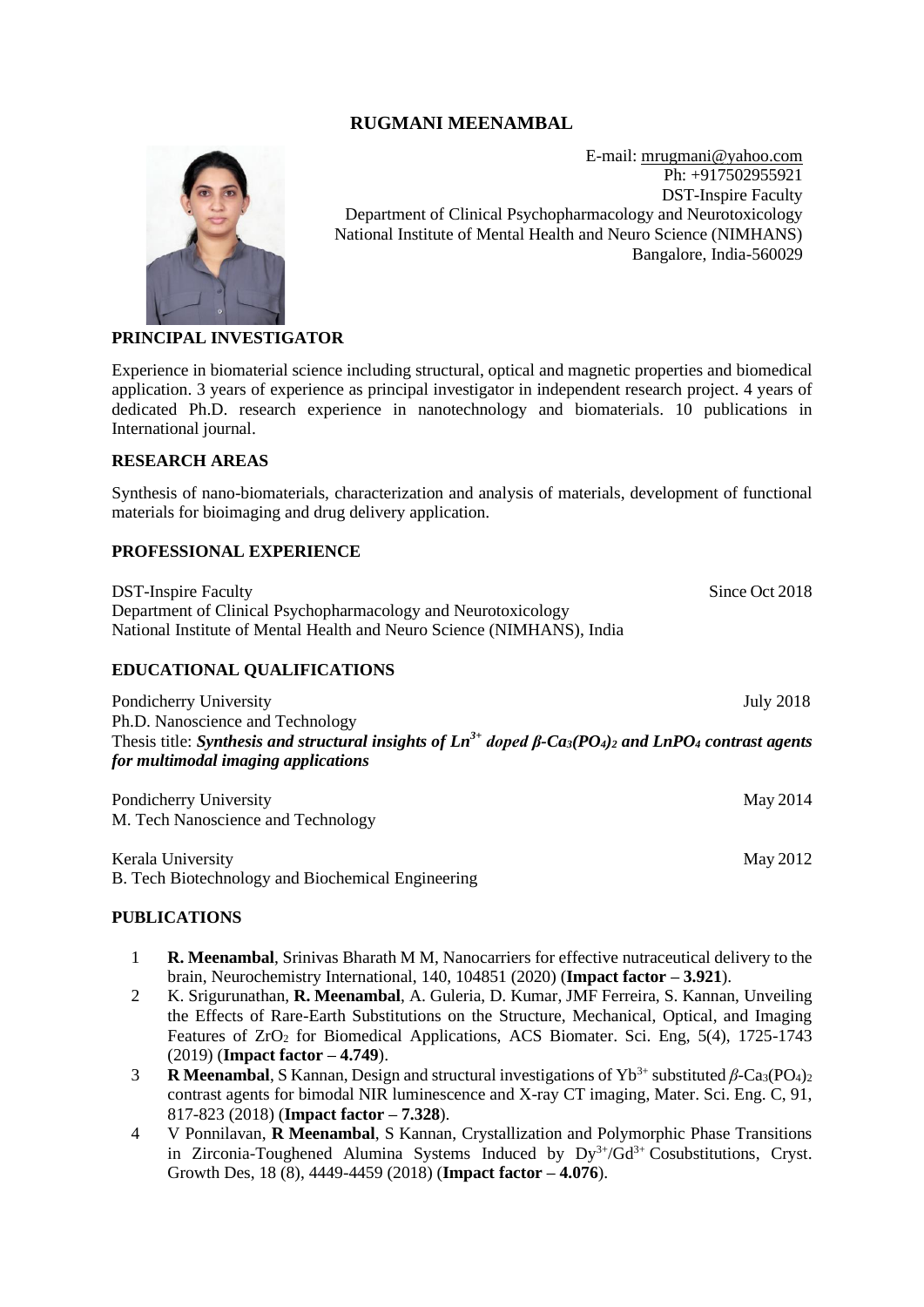# RUGMANI MEENAMBAL

E-mail: mrugmani@yahoo.com
Ph: +917502955921
DST-Inspire Faculty
Department of Clinical Psychopharmacology and Neurotoxicology
National Institute of Mental Health and Neuro Science (NIMHANS)
Bangalore, India-560029

## PRINCIPAL INVESTIGATOR

Experience in biomaterial science including structural, optical and magnetic properties and biomedical application. 3 years of experience as principal investigator in independent research project. 4 years of dedicated Ph.D. research experience in nanotechnology and biomaterials. 10 publications in International journal.

## RESEARCH AREAS

Synthesis of nano-biomaterials, characterization and analysis of materials, development of functional materials for bioimaging and drug delivery application.

## PROFESSIONAL EXPERIENCE

DST-Inspire Faculty — Since Oct 2018
Department of Clinical Psychopharmacology and Neurotoxicology
National Institute of Mental Health and Neuro Science (NIMHANS), India

## EDUCATIONAL QUALIFICATIONS

Pondicherry University — July 2018
Ph.D. Nanoscience and Technology
Thesis title: ***Synthesis and structural insights of $Ln^{3+}$ doped $\beta$-$Ca_3(PO_4)_2$ and $LnPO_4$ contrast agents for multimodal imaging applications***

Pondicherry University — May 2014
M. Tech Nanoscience and Technology

Kerala University — May 2012
B. Tech Biotechnology and Biochemical Engineering

## PUBLICATIONS

1. **R. Meenambal**, Srinivas Bharath M M, Nanocarriers for effective nutraceutical delivery to the brain, Neurochemistry International, 140, 104851 (2020) (**Impact factor – 3.921**).
2. K. Srigurunathan, **R. Meenambal**, A. Guleria, D. Kumar, JMF Ferreira, S. Kannan, Unveiling the Effects of Rare-Earth Substitutions on the Structure, Mechanical, Optical, and Imaging Features of $ZrO_2$ for Biomedical Applications, ACS Biomater. Sci. Eng, 5(4), 1725-1743 (2019) (**Impact factor – 4.749**).
3. **R Meenambal**, S Kannan, Design and structural investigations of $Yb^{3+}$ substituted $\beta$-$Ca_3(PO_4)_2$ contrast agents for bimodal NIR luminescence and X-ray CT imaging, Mater. Sci. Eng. C, 91, 817-823 (2018) (**Impact factor – 7.328**).
4. V Ponnilavan, **R Meenambal**, S Kannan, Crystallization and Polymorphic Phase Transitions in Zirconia-Toughened Alumina Systems Induced by $Dy^{3+}$/$Gd^{3+}$ Cosubstitutions, Cryst. Growth Des, 18 (8), 4449-4459 (2018) (**Impact factor – 4.076**).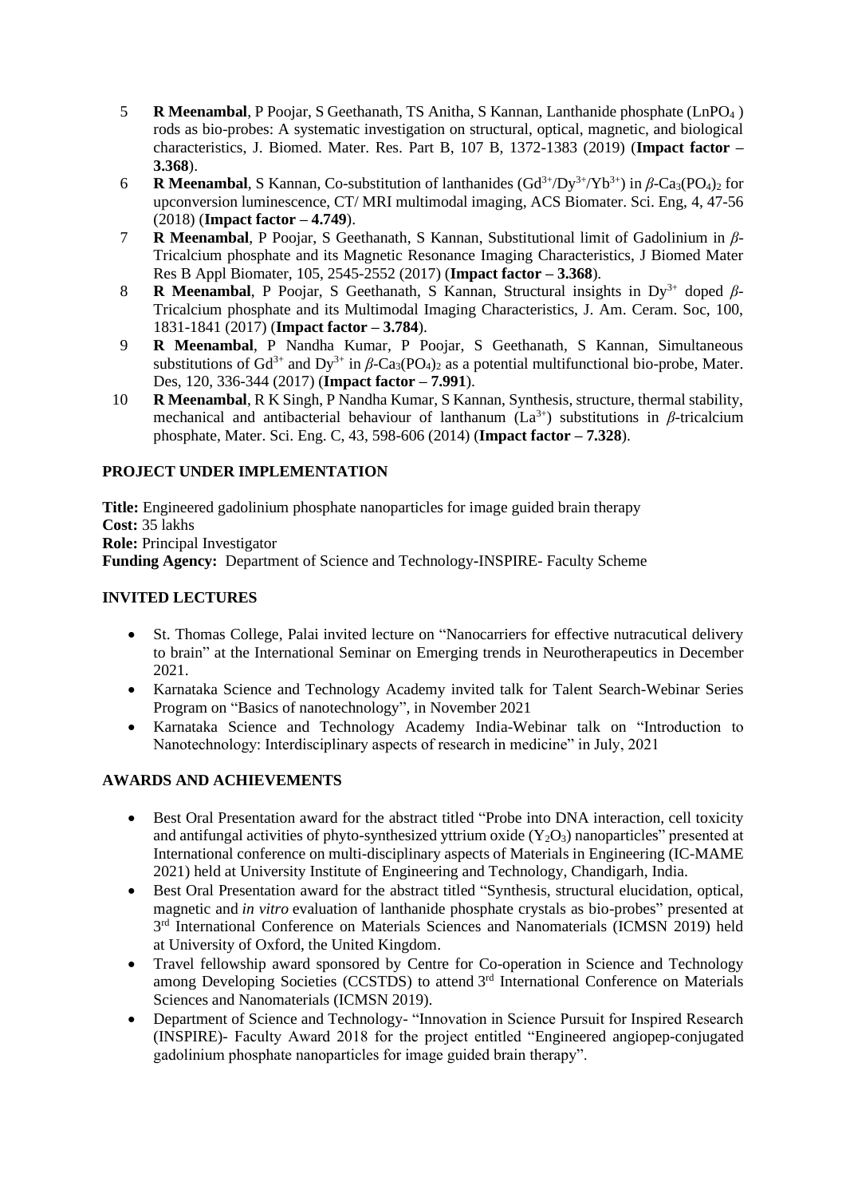5. **R Meenambal**, P Poojar, S Geethanath, TS Anitha, S Kannan, Lanthanide phosphate ($LnPO_4$ ) rods as bio-probes: A systematic investigation on structural, optical, magnetic, and biological characteristics, J. Biomed. Mater. Res. Part B, 107 B, 1372-1383 (2019) (**Impact factor – 3.368**).
6. **R Meenambal**, S Kannan, Co-substitution of lanthanides ($Gd^{3+}$/$Dy^{3+}$/$Yb^{3+}$) in $\beta$-$Ca_3(PO_4)_2$ for upconversion luminescence, CT/ MRI multimodal imaging, ACS Biomater. Sci. Eng, 4, 47-56 (2018) (**Impact factor – 4.749**).
7. **R Meenambal**, P Poojar, S Geethanath, S Kannan, Substitutional limit of Gadolinium in $\beta$-Tricalcium phosphate and its Magnetic Resonance Imaging Characteristics, J Biomed Mater Res B Appl Biomater, 105, 2545-2552 (2017) (**Impact factor – 3.368**).
8. **R Meenambal**, P Poojar, S Geethanath, S Kannan, Structural insights in $Dy^{3+}$ doped $\beta$-Tricalcium phosphate and its Multimodal Imaging Characteristics, J. Am. Ceram. Soc, 100, 1831-1841 (2017) (**Impact factor – 3.784**).
9. **R Meenambal**, P Nandha Kumar, P Poojar, S Geethanath, S Kannan, Simultaneous substitutions of $Gd^{3+}$ and $Dy^{3+}$ in $\beta$-$Ca_3(PO_4)_2$ as a potential multifunctional bio-probe, Mater. Des, 120, 336-344 (2017) (**Impact factor – 7.991**).
10. **R Meenambal**, R K Singh, P Nandha Kumar, S Kannan, Synthesis, structure, thermal stability, mechanical and antibacterial behaviour of lanthanum ($La^{3+}$) substitutions in $\beta$-tricalcium phosphate, Mater. Sci. Eng. C, 43, 598-606 (2014) (**Impact factor – 7.328**).

## PROJECT UNDER IMPLEMENTATION

**Title:** Engineered gadolinium phosphate nanoparticles for image guided brain therapy
**Cost:** 35 lakhs
**Role:** Principal Investigator
**Funding Agency:** Department of Science and Technology-INSPIRE- Faculty Scheme

## INVITED LECTURES

- St. Thomas College, Palai invited lecture on "Nanocarriers for effective nutracutical delivery to brain" at the International Seminar on Emerging trends in Neurotherapeutics in December 2021.
- Karnataka Science and Technology Academy invited talk for Talent Search-Webinar Series Program on "Basics of nanotechnology", in November 2021
- Karnataka Science and Technology Academy India-Webinar talk on "Introduction to Nanotechnology: Interdisciplinary aspects of research in medicine" in July, 2021

## AWARDS AND ACHIEVEMENTS

- Best Oral Presentation award for the abstract titled "Probe into DNA interaction, cell toxicity and antifungal activities of phyto-synthesized yttrium oxide ($Y_2O_3$) nanoparticles" presented at International conference on multi-disciplinary aspects of Materials in Engineering (IC-MAME 2021) held at University Institute of Engineering and Technology, Chandigarh, India.
- Best Oral Presentation award for the abstract titled "Synthesis, structural elucidation, optical, magnetic and *in vitro* evaluation of lanthanide phosphate crystals as bio-probes" presented at 3rd International Conference on Materials Sciences and Nanomaterials (ICMSN 2019) held at University of Oxford, the United Kingdom.
- Travel fellowship award sponsored by Centre for Co-operation in Science and Technology among Developing Societies (CCSTDS) to attend 3rd International Conference on Materials Sciences and Nanomaterials (ICMSN 2019).
- Department of Science and Technology- "Innovation in Science Pursuit for Inspired Research (INSPIRE)- Faculty Award 2018 for the project entitled "Engineered angiopep-conjugated gadolinium phosphate nanoparticles for image guided brain therapy".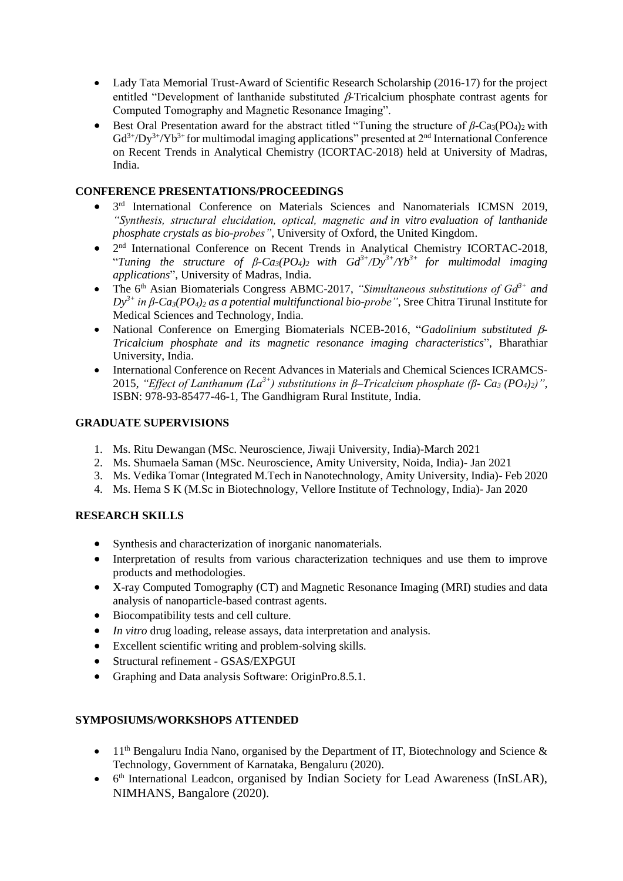- Lady Tata Memorial Trust-Award of Scientific Research Scholarship (2016-17) for the project entitled "Development of lanthanide substituted $\beta$-Tricalcium phosphate contrast agents for Computed Tomography and Magnetic Resonance Imaging".
- Best Oral Presentation award for the abstract titled "Tuning the structure of $\beta$-$Ca_3(PO_4)_2$ with $Gd^{3+}$/$Dy^{3+}$/$Yb^{3+}$ for multimodal imaging applications" presented at 2nd International Conference on Recent Trends in Analytical Chemistry (ICORTAC-2018) held at University of Madras, India.

**CONFERENCE PRESENTATIONS/PROCEEDINGS**

- 3rd International Conference on Materials Sciences and Nanomaterials ICMSN 2019, *"Synthesis, structural elucidation, optical, magnetic and in vitro evaluation of lanthanide phosphate crystals as bio-probes"*, University of Oxford, the United Kingdom.
- 2nd International Conference on Recent Trends in Analytical Chemistry ICORTAC-2018, "*Tuning the structure of $\beta$-$Ca_3(PO_4)_2$ with $Gd^{3+}$/$Dy^{3+}$/$Yb^{3+}$ for multimodal imaging applications*", University of Madras, India.
- The 6th Asian Biomaterials Congress ABMC-2017, *"Simultaneous substitutions of $Gd^{3+}$ and $Dy^{3+}$ in $\beta$-$Ca_3(PO_4)_2$ as a potential multifunctional bio-probe"*, Sree Chitra Tirunal Institute for Medical Sciences and Technology, India.
- National Conference on Emerging Biomaterials NCEB-2016, "*Gadolinium substituted $\beta$-Tricalcium phosphate and its magnetic resonance imaging characteristics*", Bharathiar University, India.
- International Conference on Recent Advances in Materials and Chemical Sciences ICRAMCS-2015, *"Effect of Lanthanum ($La^{3+}$) substitutions in $\beta$–Tricalcium phosphate ($\beta$- $Ca_3(PO_4)_2$)"*, ISBN: 978-93-85477-46-1, The Gandhigram Rural Institute, India.

**GRADUATE SUPERVISIONS**

1. Ms. Ritu Dewangan (MSc. Neuroscience, Jiwaji University, India)-March 2021
2. Ms. Shumaela Saman (MSc. Neuroscience, Amity University, Noida, India)- Jan 2021
3. Ms. Vedika Tomar (Integrated M.Tech in Nanotechnology, Amity University, India)- Feb 2020
4. Ms. Hema S K (M.Sc in Biotechnology, Vellore Institute of Technology, India)- Jan 2020

**RESEARCH SKILLS**

- Synthesis and characterization of inorganic nanomaterials.
- Interpretation of results from various characterization techniques and use them to improve products and methodologies.
- X-ray Computed Tomography (CT) and Magnetic Resonance Imaging (MRI) studies and data analysis of nanoparticle-based contrast agents.
- Biocompatibility tests and cell culture.
- *In vitro* drug loading, release assays, data interpretation and analysis.
- Excellent scientific writing and problem-solving skills.
- Structural refinement - GSAS/EXPGUI
- Graphing and Data analysis Software: OriginPro.8.5.1.

**SYMPOSIUMS/WORKSHOPS ATTENDED**

- 11th Bengaluru India Nano, organised by the Department of IT, Biotechnology and Science & Technology, Government of Karnataka, Bengaluru (2020).
- 6th International Leadcon, organised by Indian Society for Lead Awareness (InSLAR), NIMHANS, Bangalore (2020).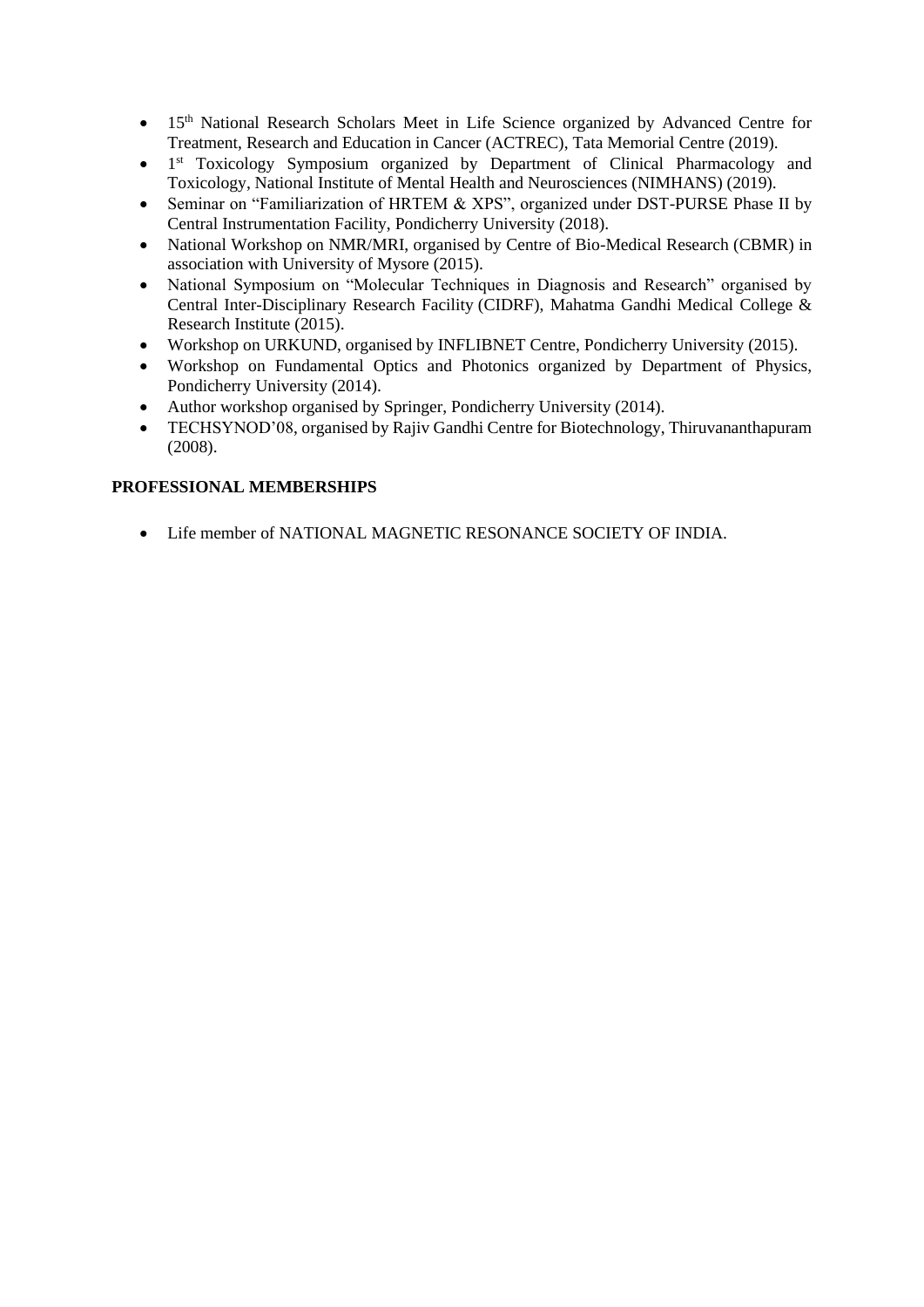- 15th National Research Scholars Meet in Life Science organized by Advanced Centre for Treatment, Research and Education in Cancer (ACTREC), Tata Memorial Centre (2019).
- 1st Toxicology Symposium organized by Department of Clinical Pharmacology and Toxicology, National Institute of Mental Health and Neurosciences (NIMHANS) (2019).
- Seminar on "Familiarization of HRTEM & XPS", organized under DST-PURSE Phase II by Central Instrumentation Facility, Pondicherry University (2018).
- National Workshop on NMR/MRI, organised by Centre of Bio-Medical Research (CBMR) in association with University of Mysore (2015).
- National Symposium on "Molecular Techniques in Diagnosis and Research" organised by Central Inter-Disciplinary Research Facility (CIDRF), Mahatma Gandhi Medical College & Research Institute (2015).
- Workshop on URKUND, organised by INFLIBNET Centre, Pondicherry University (2015).
- Workshop on Fundamental Optics and Photonics organized by Department of Physics, Pondicherry University (2014).
- Author workshop organised by Springer, Pondicherry University (2014).
- TECHSYNOD'08, organised by Rajiv Gandhi Centre for Biotechnology, Thiruvananthapuram (2008).

**PROFESSIONAL MEMBERSHIPS**

- Life member of NATIONAL MAGNETIC RESONANCE SOCIETY OF INDIA.